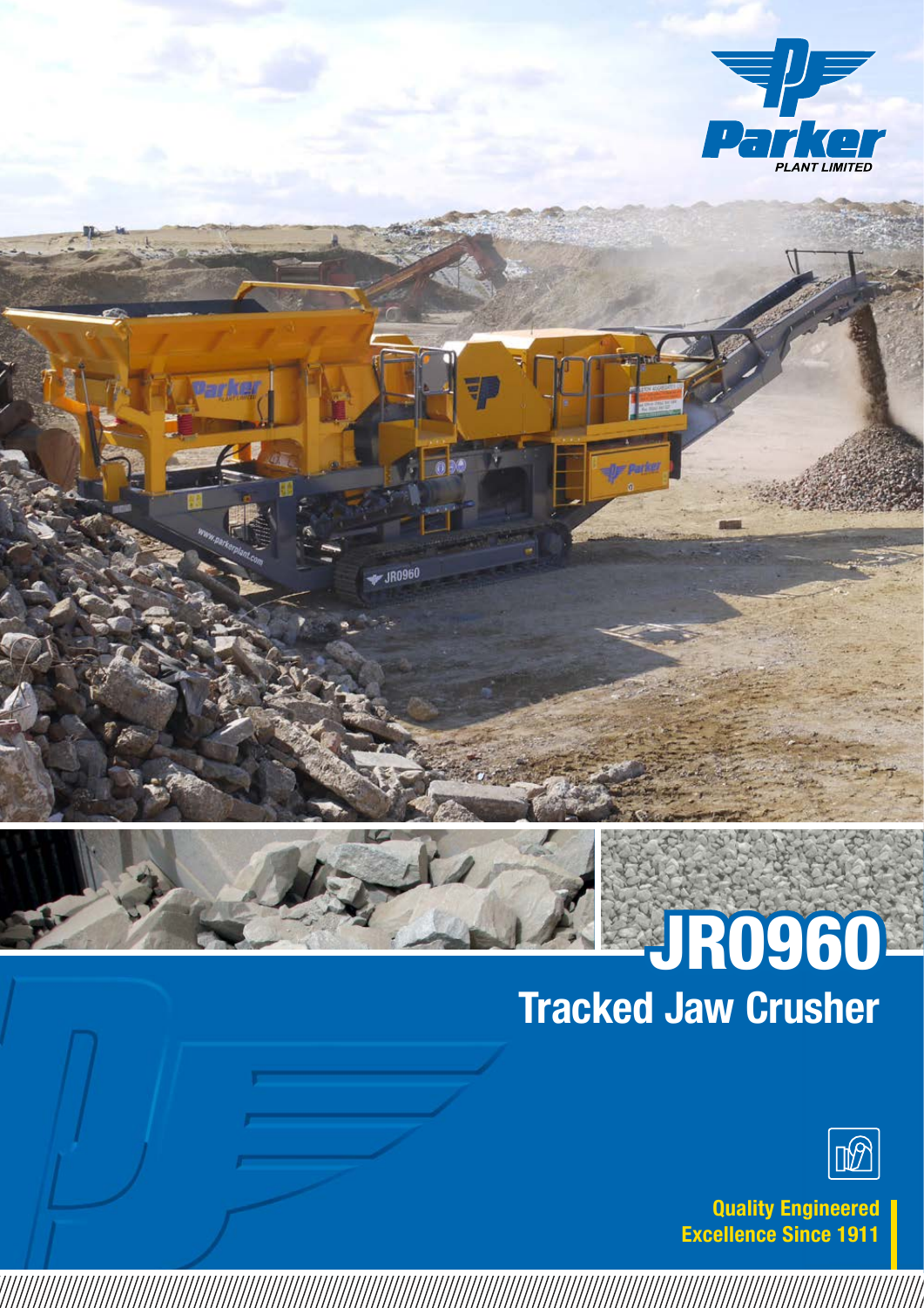Parker PLANT LIMITED

# JR0960

## Tracked Jaw Crusher

**Quality Engineered Excellence Since 1911**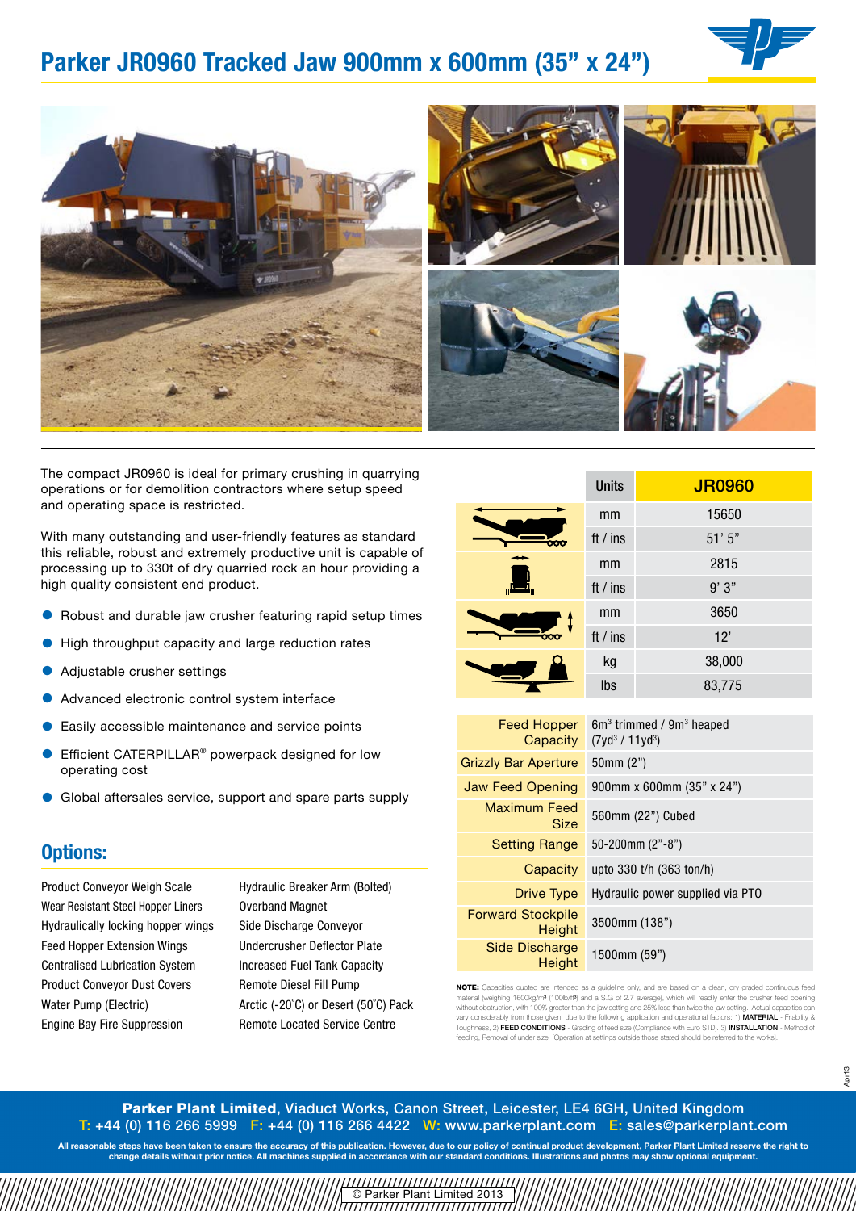# Parker JR0960 Tracked Jaw 900mm x 600mm (35" x 24")

The compact JR0960 is ideal for primary crushing in quarrying operations or for demolition contractors where setup speed and operating space is restricted.

With many outstanding and user-friendly features as standard this reliable, robust and extremely productive unit is capable of processing up to 330t of dry quarried rock an hour providing a high quality consistent end product.

- Robust and durable jaw crusher featuring rapid setup times
- High throughput capacity and large reduction rates
- Adjustable crusher settings
- Advanced electronic control system interface
- Easily accessible maintenance and service points
- Efficient CATERPILLAR® powerpack designed for low operating cost
- Global aftersales service, support and spare parts supply

## Options:

- Product Conveyor Weigh Scale
- Wear Resistant Steel Hopper Liners
- Hydraulically locking hopper wings
- Feed Hopper Extension Wings
- Centralised Lubrication System
- Product Conveyor Dust Covers
- Water Pump (Electric)
- Engine Bay Fire Suppression
- Hydraulic Breaker Arm (Bolted)
- Overband Magnet
- Side Discharge Conveyor
- Undercrusher Deflector Plate
- Increased Fuel Tank Capacity
- Remote Diesel Fill Pump
- Arctic (-20˚C) or Desert (50˚C) Pack
- Remote Located Service Centre

| | Units | JR0960 |
|---|---|---|
| Length | mm | 15650 |
| | ft / ins | 51' 5" |
| Width | mm | 2815 |
| | ft / ins | 9' 3" |
| Height | mm | 3650 |
| | ft / ins | 12' |
| Weight | kg | 38,000 |
| | lbs | 83,775 |

| | |
|---|---|
| Feed Hopper Capacity | $6m^3$ trimmed / $9m^3$ heaped ($7yd^3$ / $11yd^3$) |
| Grizzly Bar Aperture | 50mm (2") |
| Jaw Feed Opening | 900mm x 600mm (35" x 24") |
| Maximum Feed Size | 560mm (22") Cubed |
| Setting Range | 50-200mm (2"-8") |
| Capacity | upto 330 t/h (363 ton/h) |
| Drive Type | Hydraulic power supplied via PTO |
| Forward Stockpile Height | 3500mm (138") |
| Side Discharge Height | 1500mm (59") |

**NOTE:** Capacities quoted are intended as a guideline only, and are based on a clean, dry graded continuous feed material (weighing 1600kg/m³ (100lb/ft³) and a S.G of 2.7 average), which will readily enter the crusher feed opening without obstruction, with 100% greater than the jaw setting and 25% less than twice the jaw setting. Actual capacities can vary considerably from those given, due to the following application and operational factors: 1) **MATERIAL** - Friability & Toughness, 2) **FEED CONDITIONS** - Grading of feed size (Compliance with Euro STD). 3) **INSTALLATION** - Method of feeding, Removal of under size. [Operation at settings outside those stated should be referred to the works].

Apr13

**Parker Plant Limited**, Viaduct Works, Canon Street, Leicester, LE4 6GH, United Kingdom
T: +44 (0) 116 266 5999 F: +44 (0) 116 266 4422 W: www.parkerplant.com E: sales@parkerplant.com

**All reasonable steps have been taken to ensure the accuracy of this publication. However, due to our policy of continual product development, Parker Plant Limited reserve the right to change details without prior notice. All machines supplied in accordance with our standard conditions. Illustrations and photos may show optional equipment.**

© Parker Plant Limited 2013